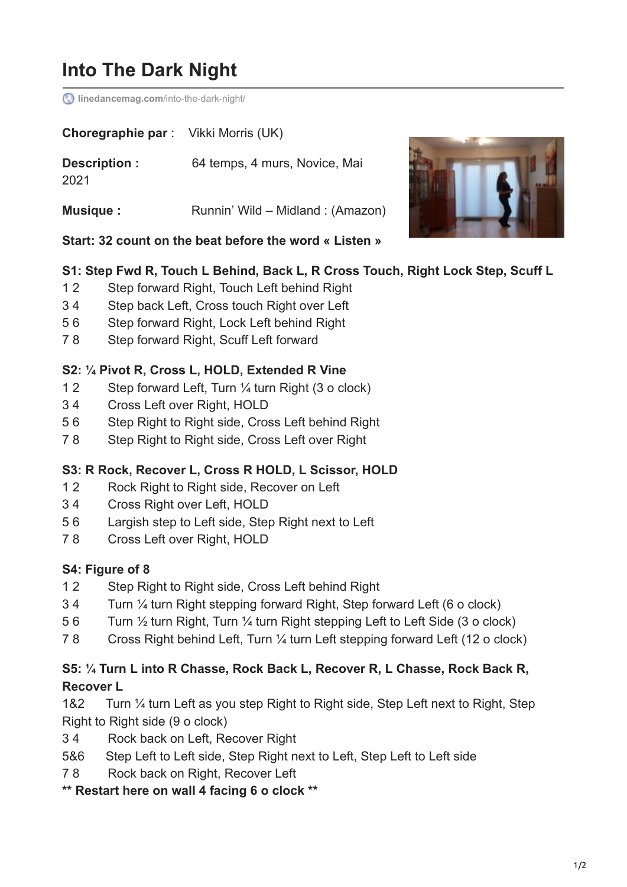# Into The Dark Night

linedancemag.com/into-the-dark-night/

**Choregraphie par** : Vikki Morris (UK)

**Description :** 64 temps, 4 murs, Novice, Mai 2021

**Musique :** Runnin' Wild – Midland : (Amazon)

**Start: 32 count on the beat before the word « Listen »**

**S1: Step Fwd R, Touch L Behind, Back L, R Cross Touch, Right Lock Step, Scuff L**

1 2 Step forward Right, Touch Left behind Right
3 4 Step back Left, Cross touch Right over Left
5 6 Step forward Right, Lock Left behind Right
7 8 Step forward Right, Scuff Left forward

**S2: ¼ Pivot R, Cross L, HOLD, Extended R Vine**

1 2 Step forward Left, Turn ¼ turn Right (3 o clock)
3 4 Cross Left over Right, HOLD
5 6 Step Right to Right side, Cross Left behind Right
7 8 Step Right to Right side, Cross Left over Right

**S3: R Rock, Recover L, Cross R HOLD, L Scissor, HOLD**

1 2 Rock Right to Right side, Recover on Left
3 4 Cross Right over Left, HOLD
5 6 Largish step to Left side, Step Right next to Left
7 8 Cross Left over Right, HOLD

**S4: Figure of 8**

1 2 Step Right to Right side, Cross Left behind Right
3 4 Turn ¼ turn Right stepping forward Right, Step forward Left (6 o clock)
5 6 Turn ½ turn Right, Turn ¼ turn Right stepping Left to Left Side (3 o clock)
7 8 Cross Right behind Left, Turn ¼ turn Left stepping forward Left (12 o clock)

**S5: ¼ Turn L into R Chasse, Rock Back L, Recover R, L Chasse, Rock Back R, Recover L**

1&2 Turn ¼ turn Left as you step Right to Right side, Step Left next to Right, Step Right to Right side (9 o clock)
3 4 Rock back on Left, Recover Right
5&6 Step Left to Left side, Step Right next to Left, Step Left to Left side
7 8 Rock back on Right, Recover Left

**** Restart here on wall 4 facing 6 o clock ****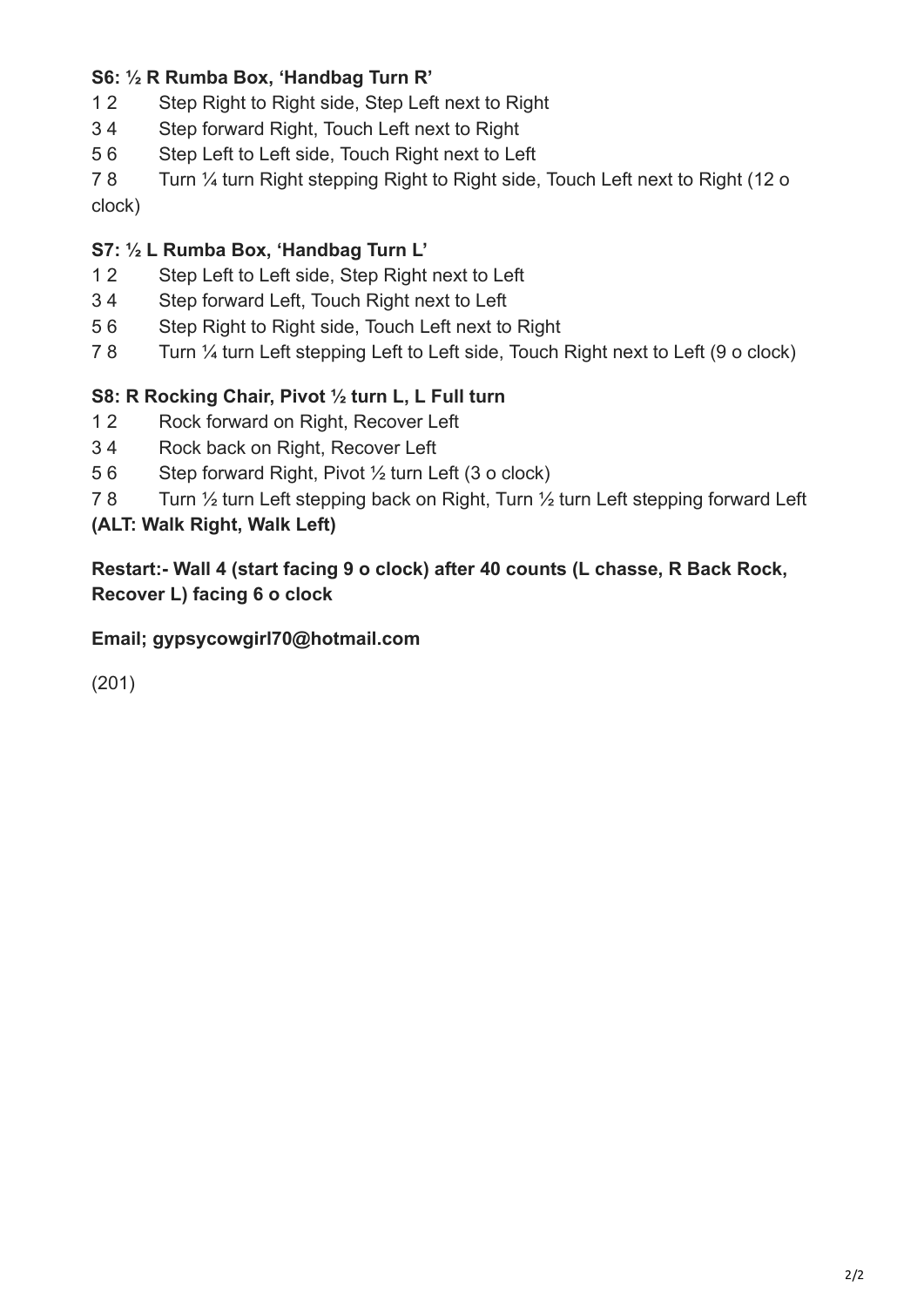**S6: ½ R Rumba Box, 'Handbag Turn R'**

1 2 Step Right to Right side, Step Left next to Right
3 4 Step forward Right, Touch Left next to Right
5 6 Step Left to Left side, Touch Right next to Left
7 8 Turn ¼ turn Right stepping Right to Right side, Touch Left next to Right (12 o clock)

**S7: ½ L Rumba Box, 'Handbag Turn L'**

1 2 Step Left to Left side, Step Right next to Left
3 4 Step forward Left, Touch Right next to Left
5 6 Step Right to Right side, Touch Left next to Right
7 8 Turn ¼ turn Left stepping Left to Left side, Touch Right next to Left (9 o clock)

**S8: R Rocking Chair, Pivot ½ turn L, L Full turn**

1 2 Rock forward on Right, Recover Left
3 4 Rock back on Right, Recover Left
5 6 Step forward Right, Pivot ½ turn Left (3 o clock)
7 8 Turn ½ turn Left stepping back on Right, Turn ½ turn Left stepping forward Left
**(ALT: Walk Right, Walk Left)**

**Restart:- Wall 4 (start facing 9 o clock) after 40 counts (L chasse, R Back Rock, Recover L) facing 6 o clock**

**Email; gypsycowgirl70@hotmail.com**

(201)